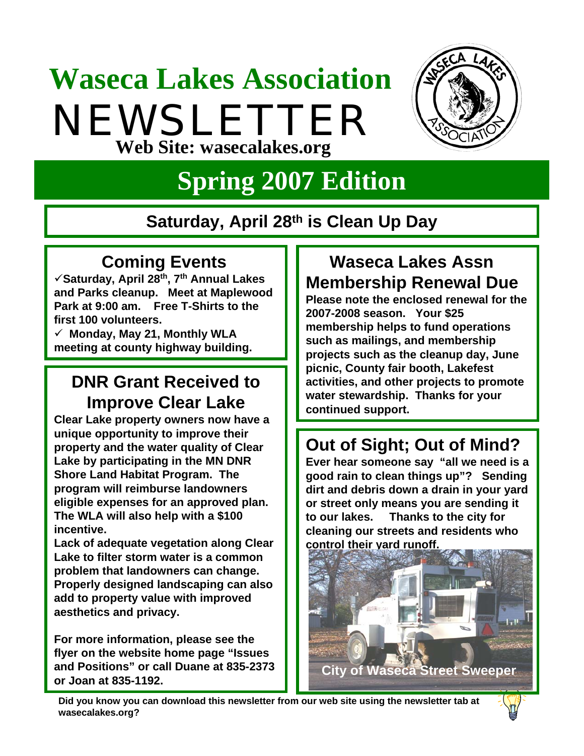# Waseca Lakes Association

# NEWSLETTER

**Web Site: wasecalakes.org**

## Spring 2007 Edition

### Saturday, April 28th is Clean Up Day

## Coming Events

- ✓ **Saturday, April 28th, 7th Annual Lakes and Parks cleanup. Meet at Maplewood Park at 9:00 am. Free T-Shirts to the first 100 volunteers.**
- ✓ **Monday, May 21, Monthly WLA meeting at county highway building.**

## DNR Grant Received to Improve Clear Lake

**Clear Lake property owners now have a unique opportunity to improve their property and the water quality of Clear Lake by participating in the MN DNR Shore Land Habitat Program. The program will reimburse landowners eligible expenses for an approved plan. The WLA will also help with a $100 incentive.**

**Lack of adequate vegetation along Clear Lake to filter storm water is a common problem that landowners can change. Properly designed landscaping can also add to property value with improved aesthetics and privacy.**

**For more information, please see the flyer on the website home page "Issues and Positions" or call Duane at 835-2373 or Joan at 835-1192.**

## Waseca Lakes Assn Membership Renewal Due

**Please note the enclosed renewal for the 2007-2008 season. Your $25 membership helps to fund operations such as mailings, and membership projects such as the cleanup day, June picnic, County fair booth, Lakefest activities, and other projects to promote water stewardship. Thanks for your continued support.**

## Out of Sight; Out of Mind?

**Ever hear someone say "all we need is a good rain to clean things up"? Sending dirt and debris down a drain in your yard or street only means you are sending it to our lakes. Thanks to the city for cleaning our streets and residents who control their yard runoff.**

City of Waseca Street Sweeper

**Did you know you can download this newsletter from our web site using the newsletter tab at wasecalakes.org?**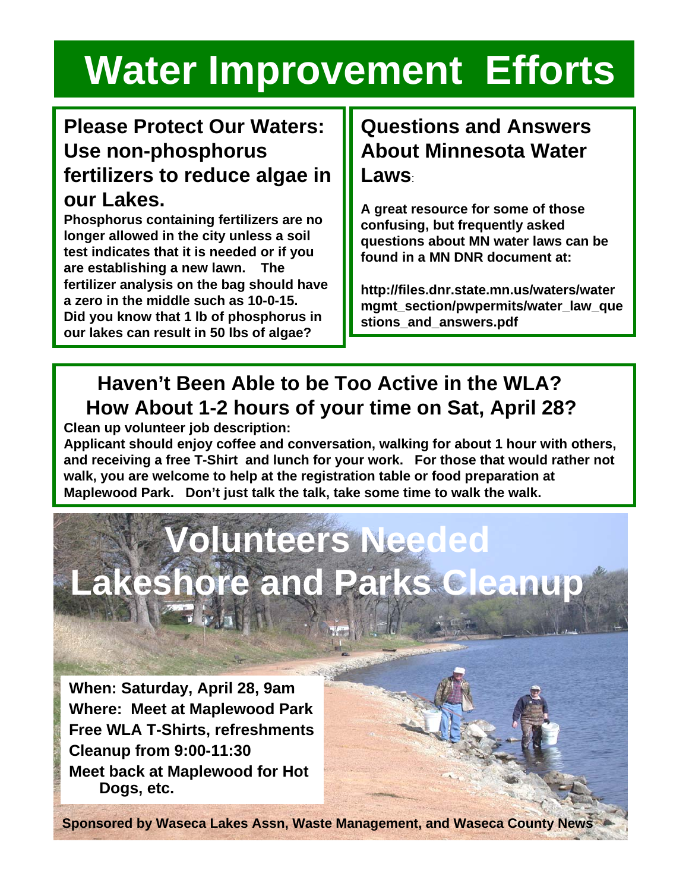# Water Improvement Efforts

## Please Protect Our Waters: Use non-phosphorus fertilizers to reduce algae in our Lakes.

**Phosphorus containing fertilizers are no longer allowed in the city unless a soil test indicates that it is needed or if you are establishing a new lawn. The fertilizer analysis on the bag should have a zero in the middle such as 10-0-15. Did you know that 1 lb of phosphorus in our lakes can result in 50 lbs of algae?**

## Questions and Answers About Minnesota Water Laws:

**A great resource for some of those confusing, but frequently asked questions about MN water laws can be found in a MN DNR document at:**

**http://files.dnr.state.mn.us/waters/watermgmt_section/pwpermits/water_law_questions_and_answers.pdf**

## Haven't Been Able to be Too Active in the WLA? How About 1-2 hours of your time on Sat, April 28?

**Clean up volunteer job description:**

**Applicant should enjoy coffee and conversation, walking for about 1 hour with others, and receiving a free T-Shirt and lunch for your work. For those that would rather not walk, you are welcome to help at the registration table or food preparation at Maplewood Park. Don't just talk the talk, take some time to walk the walk.**

## Volunteers Needed Lakeshore and Parks Cleanup

**When: Saturday, April 28, 9am**
**Where: Meet at Maplewood Park**
**Free WLA T-Shirts, refreshments**
**Cleanup from 9:00-11:30**
**Meet back at Maplewood for Hot Dogs, etc.**

**Sponsored by Waseca Lakes Assn, Waste Management, and Waseca County News**